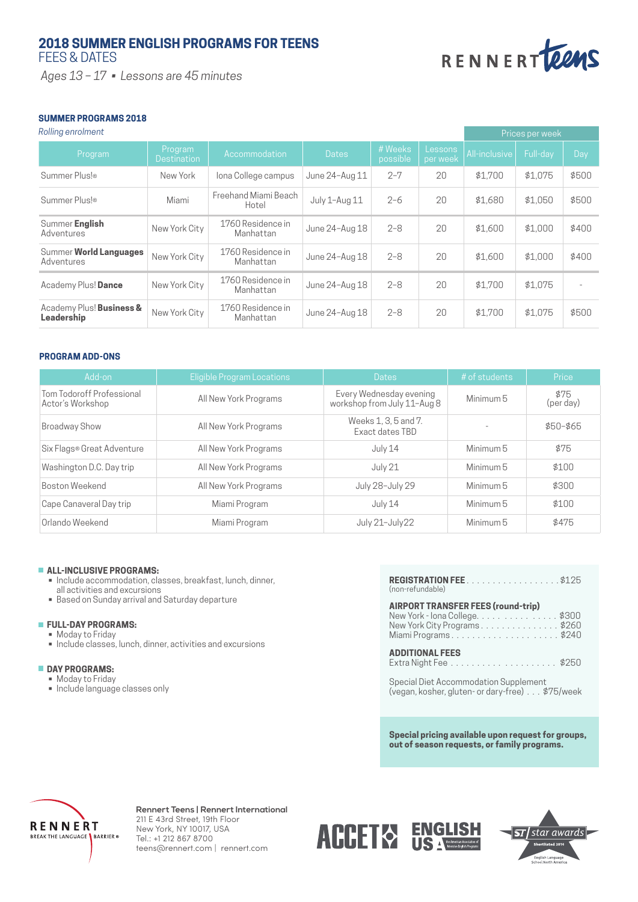# 2018 SUMMER ENGLISH PROGRAMS FOR TEENS

FEES & DATES

*Ages 13 – 17 ▪ Lessons are 45 minutes*

RENNERT teens

## SUMMER PROGRAMS 2018

*Rolling enrolment*

| Program | Program Destination | Accommodation | Dates | # Weeks possible | Lessons per week | Prices per week | | |
|---|---|---|---|---|---|---|---|---|
| | | | | | | All-inclusive | Full-day | Day |
| Summer Plus!® | New York | Iona College campus | June 24–Aug 11 | 2–7 | 20 | $1,700 | $1,075 | $500 |
| Summer Plus!® | Miami | Freehand Miami Beach Hotel | July 1–Aug 11 | 2–6 | 20 | $1,680 | $1,050 | $500 |
| Summer **English** Adventures | New York City | 1760 Residence in Manhattan | June 24–Aug 18 | 2–8 | 20 | $1,600 | $1,000 | $400 |
| Summer **World Languages** Adventures | New York City | 1760 Residence in Manhattan | June 24–Aug 18 | 2–8 | 20 | $1,600 | $1,000 | $400 |
| Academy Plus! **Dance** | New York City | 1760 Residence in Manhattan | June 24–Aug 18 | 2–8 | 20 | $1,700 | $1,075 | - |
| Academy Plus! **Business & Leadership** | New York City | 1760 Residence in Manhattan | June 24–Aug 18 | 2–8 | 20 | $1,700 | $1,075 | $500 |

## PROGRAM ADD-ONS

| Add-on | Eligible Program Locations | Dates | # of students | Price |
|---|---|---|---|---|
| Tom Todoroff Professional Actor's Workshop | All New York Programs | Every Wednesday evening workshop from July 11–Aug 8 | Minimum 5 | $75 (per day) |
| Broadway Show | All New York Programs | Weeks 1, 3, 5 and 7. Exact dates TBD | - | $50–$65 |
| Six Flags® Great Adventure | All New York Programs | July 14 | Minimum 5 | $75 |
| Washington D.C. Day trip | All New York Programs | July 21 | Minimum 5 | $100 |
| Boston Weekend | All New York Programs | July 28–July 29 | Minimum 5 | $300 |
| Cape Canaveral Day trip | Miami Program | July 14 | Minimum 5 | $100 |
| Orlando Weekend | Miami Program | July 21–July22 | Minimum 5 | $475 |

**ALL-INCLUSIVE PROGRAMS:**

- Include accommodation, classes, breakfast, lunch, dinner, all activities and excursions
- Based on Sunday arrival and Saturday departure

**FULL-DAY PROGRAMS:**

- Moday to Friday
- Include classes, lunch, dinner, activities and excursions

**DAY PROGRAMS:**

- Moday to Friday
- Include language classes only

**REGISTRATION FEE** . . . . . . . . . . . . . . . . . . $125
(non-refundable)

**AIRPORT TRANSFER FEES (round-trip)**
New York - Iona College. . . . . . . . . . . . . . . $300
New York City Programs . . . . . . . . . . . . . . . $260
Miami Programs . . . . . . . . . . . . . . . . . . . . $240

**ADDITIONAL FEES**
Extra Night Fee . . . . . . . . . . . . . . . . . . . . . $250

Special Diet Accommodation Supplement
(vegan, kosher, gluten- or dary-free) . . . $75/week

**Special pricing available upon request for groups, out of season requests, or family programs.**

RENNERT BREAK THE LANGUAGE BARRIER®

**Rennert Teens | Rennert International**
211 E 43rd Street, 19th Floor
New York, NY 10017, USA
Tel.: +1 212 867 8700
teens@rennert.com | rennert.com

ACCET · ENGLISH USA · ST star awards Shortlisted 2016 English Language School North America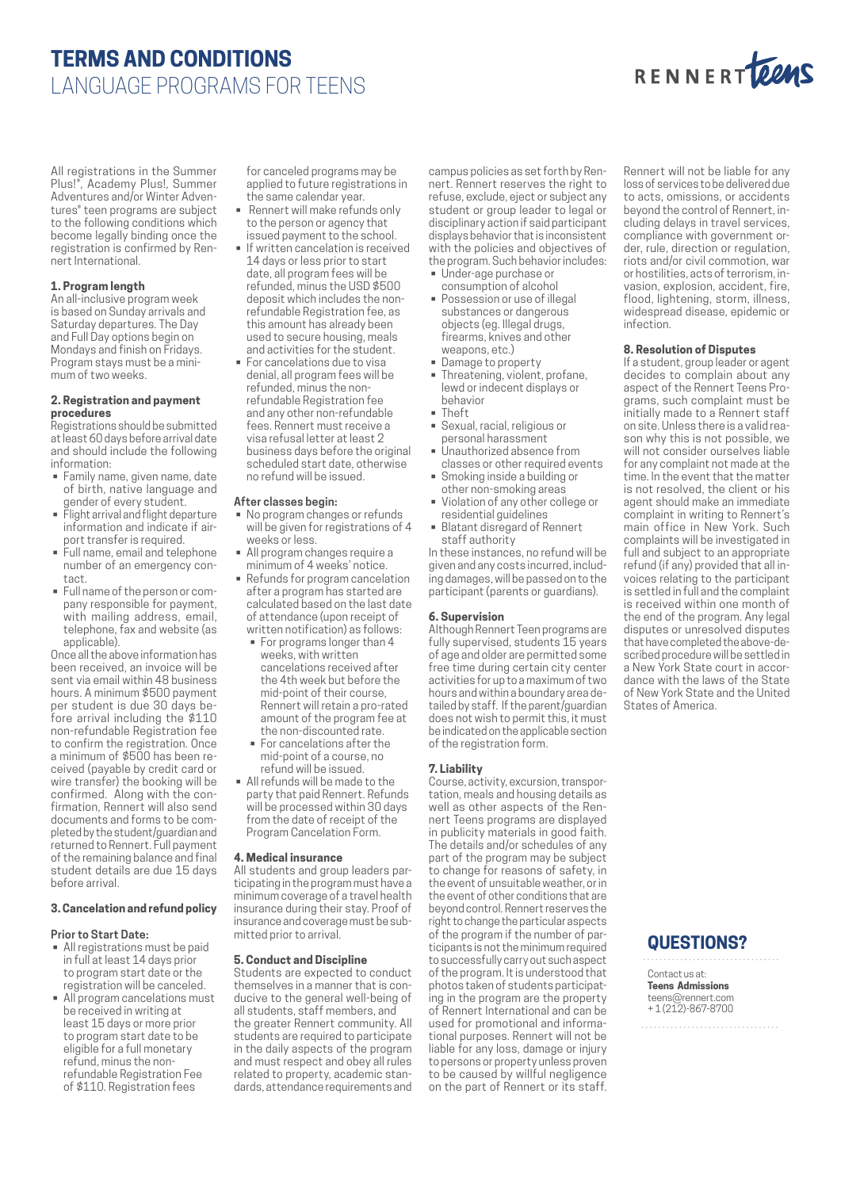# TERMS AND CONDITIONS
## LANGUAGE PROGRAMS FOR TEENS

RENNERT teens

All registrations in the Summer Plus!®, Academy Plus!, Summer Adventures and/or Winter Adventures® teen programs are subject to the following conditions which become legally binding once the registration is confirmed by Rennert International.

**1. Program length**

An all-inclusive program week is based on Sunday arrivals and Saturday departures. The Day and Full Day options begin on Mondays and finish on Fridays. Program stays must be a minimum of two weeks.

**2. Registration and payment procedures**

Registrations should be submitted at least 60 days before arrival date and should include the following information:

- Family name, given name, date of birth, native language and gender of every student.
- Flight arrival and flight departure information and indicate if airport transfer is required.
- Full name, email and telephone number of an emergency contact.
- Full name of the person or company responsible for payment, with mailing address, email, telephone, fax and website (as applicable).

Once all the above information has been received, an invoice will be sent via email within 48 business hours. A minimum $500 payment per student is due 30 days before arrival including the $110 non-refundable Registration fee to confirm the registration. Once a minimum of $500 has been received (payable by credit card or wire transfer) the booking will be confirmed. Along with the confirmation, Rennert will also send documents and forms to be completed by the student/guardian and returned to Rennert. Full payment of the remaining balance and final student details are due 15 days before arrival.

**3. Cancelation and refund policy**

**Prior to Start Date:**

- All registrations must be paid in full at least 14 days prior to program start date or the registration will be canceled.
- All program cancelations must be received in writing at least 15 days or more prior to program start date to be eligible for a full monetary refund, minus the non-refundable Registration Fee of $110. Registration fees for canceled programs may be applied to future registrations in the same calendar year.
- Rennert will make refunds only to the person or agency that issued payment to the school.
- If written cancelation is received 14 days or less prior to start date, all program fees will be refunded, minus the USD $500 deposit which includes the non-refundable Registration fee, as this amount has already been used to secure housing, meals and activities for the student.
- For cancelations due to visa denial, all program fees will be refunded, minus the non-refundable Registration fee and any other non-refundable fees. Rennert must receive a visa refusal letter at least 2 business days before the original scheduled start date, otherwise no refund will be issued.

**After classes begin:**

- No program changes or refunds will be given for registrations of 4 weeks or less.
- All program changes require a minimum of 4 weeks' notice.
- Refunds for program cancelation after a program has started are calculated based on the last date of attendance (upon receipt of written notification) as follows:
  - For programs longer than 4 weeks, with written cancelations received after the 4th week but before the mid-point of their course, Rennert will retain a pro-rated amount of the program fee at the non-discounted rate.
  - For cancelations after the mid-point of a course, no refund will be issued.
- All refunds will be made to the party that paid Rennert. Refunds will be processed within 30 days from the date of receipt of the Program Cancelation Form.

**4. Medical insurance**

All students and group leaders participating in the program must have a minimum coverage of a travel health insurance during their stay. Proof of insurance and coverage must be submitted prior to arrival.

**5. Conduct and Discipline**

Students are expected to conduct themselves in a manner that is conducive to the general well-being of all students, staff members, and the greater Rennert community. All students are required to participate in the daily aspects of the program and must respect and obey all rules related to property, academic standards, attendance requirements and campus policies as set forth by Rennert. Rennert reserves the right to refuse, exclude, eject or subject any student or group leader to legal or disciplinary action if said participant displays behavior that is inconsistent with the policies and objectives of the program. Such behavior includes:

- Under-age purchase or consumption of alcohol
- Possession or use of illegal substances or dangerous objects (eg. Illegal drugs, firearms, knives and other weapons, etc.)
- Damage to property
- Threatening, violent, profane, lewd or indecent displays or behavior
- Theft
- Sexual, racial, religious or personal harassment
- Unauthorized absence from classes or other required events
- Smoking inside a building or other non-smoking areas
- Violation of any other college or residential guidelines
- Blatant disregard of Rennert staff authority

In these instances, no refund will be given and any costs incurred, including damages, will be passed on to the participant (parents or guardians).

**6. Supervision**

Although Rennert Teen programs are fully supervised, students 15 years of age and older are permitted some free time during certain city center activities for up to a maximum of two hours and within a boundary area detailed by staff. If the parent/guardian does not wish to permit this, it must be indicated on the applicable section of the registration form.

**7. Liability**

Course, activity, excursion, transportation, meals and housing details as well as other aspects of the Rennert Teens programs are displayed in publicity materials in good faith. The details and/or schedules of any part of the program may be subject to change for reasons of safety, in the event of unsuitable weather, or in the event of other conditions that are beyond control. Rennert reserves the right to change the particular aspects of the program if the number of participants is not the minimum required to successfully carry out such aspect of the program. It is understood that photos taken of students participating in the program are the property of Rennert International and can be used for promotional and informational purposes. Rennert will not be liable for any loss, damage or injury to persons or property unless proven to be caused by willful negligence on the part of Rennert or its staff. Rennert will not be liable for any loss of services to be delivered due to acts, omissions, or accidents beyond the control of Rennert, including delays in travel services, compliance with government order, rule, direction or regulation, riots and/or civil commotion, war or hostilities, acts of terrorism, invasion, explosion, accident, fire, flood, lightening, storm, illness, widespread disease, epidemic or infection.

**8. Resolution of Disputes**

If a student, group leader or agent decides to complain about any aspect of the Rennert Teens Programs, such complaint must be initially made to a Rennert staff on site. Unless there is a valid reason why this is not possible, we will not consider ourselves liable for any complaint not made at the time. In the event that the matter is not resolved, the client or his agent should make an immediate complaint in writing to Rennert's main office in New York. Such complaints will be investigated in full and subject to an appropriate refund (if any) provided that all invoices relating to the participant is settled in full and the complaint is received within one month of the end of the program. Any legal disputes or unresolved disputes that have completed the above-described procedure will be settled in a New York State court in accordance with the laws of the State of New York State and the United States of America.

## QUESTIONS?

Contact us at:
**Teens Admissions**
teens@rennert.com
+1 (212)-867-8700